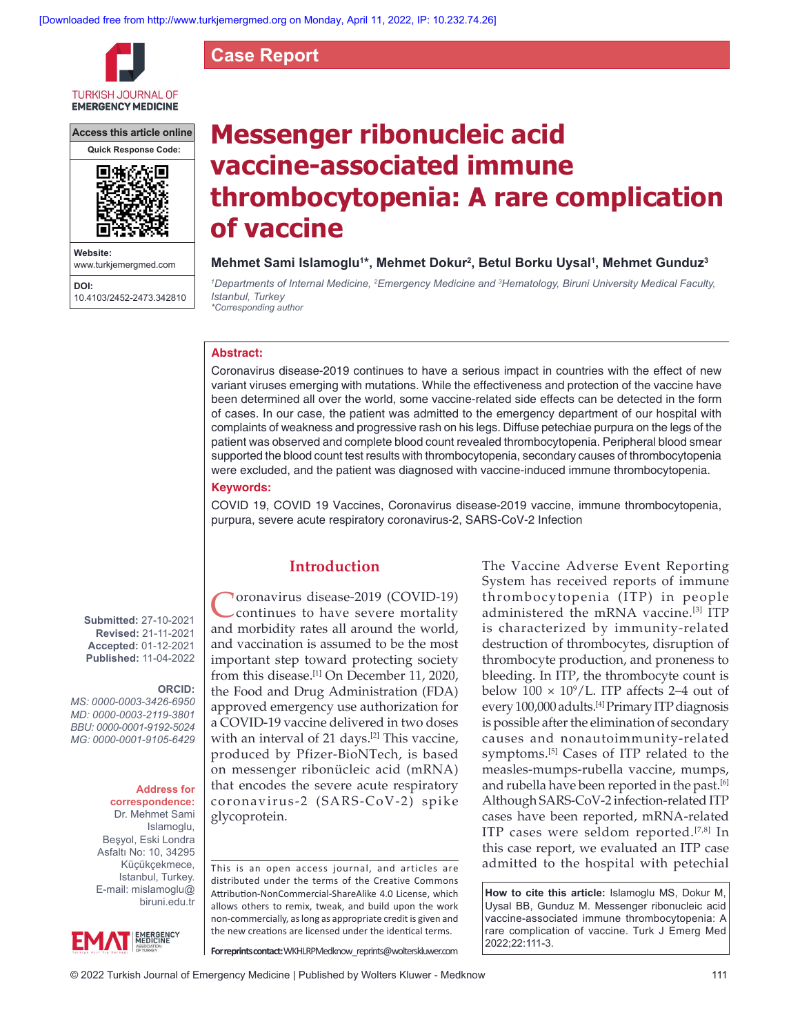Case Report

# Messenger ribonucleic acid vaccine-associated immune thrombocytopenia: A rare complication of vaccine

**Mehmet Sami Islamoglu[1]*, Mehmet Dokur[2], Betul Borku Uysal[1], Mehmet Gunduz[3]**

*[1]Departments of Internal Medicine, [2]Emergency Medicine and [3]Hematology, Biruni University Medical Faculty, Istanbul, Turkey*
*\*Corresponding author*

Access this article online

Website: www.turkjemergmed.com

DOI: 10.4103/2452-2473.342810

## Abstract:

Coronavirus disease-2019 continues to have a serious impact in countries with the effect of new variant viruses emerging with mutations. While the effectiveness and protection of the vaccine have been determined all over the world, some vaccine-related side effects can be detected in the form of cases. In our case, the patient was admitted to the emergency department of our hospital with complaints of weakness and progressive rash on his legs. Diffuse petechiae purpura on the legs of the patient was observed and complete blood count revealed thrombocytopenia. Peripheral blood smear supported the blood count test results with thrombocytopenia, secondary causes of thrombocytopenia were excluded, and the patient was diagnosed with vaccine-induced immune thrombocytopenia.

## Keywords:

COVID 19, COVID 19 Vaccines, Coronavirus disease-2019 vaccine, immune thrombocytopenia, purpura, severe acute respiratory coronavirus-2, SARS-CoV-2 Infection

**Submitted:** 27-10-2021
**Revised:** 21-11-2021
**Accepted:** 01-12-2021
**Published:** 11-04-2022

**ORCID:**
*MS: 0000-0003-3426-6950*
*MD: 0000-0003-2119-3801*
*BBU: 0000-0001-9192-5024*
*MG: 0000-0001-9105-6429*

**Address for correspondence:**
Dr. Mehmet Sami Islamoglu, Beşyol, Eski Londra Asfaltı No: 10, 34295 Küçükçekmece, Istanbul, Turkey.
E-mail: mislamoglu@biruni.edu.tr

## Introduction

Coronavirus disease-2019 (COVID-19) continues to have severe mortality and morbidity rates all around the world, and vaccination is assumed to be the most important step toward protecting society from this disease.[1] On December 11, 2020, the Food and Drug Administration (FDA) approved emergency use authorization for a COVID-19 vaccine delivered in two doses with an interval of 21 days.[2] This vaccine, produced by Pfizer-BioNTech, is based on messenger ribonücleic acid (mRNA) that encodes the severe acute respiratory coronavirus-2 (SARS-CoV-2) spike glycoprotein.

The Vaccine Adverse Event Reporting System has received reports of immune thrombocytopenia (ITP) in people administered the mRNA vaccine.[3] ITP is characterized by immunity-related destruction of thrombocytes, disruption of thrombocyte production, and proneness to bleeding. In ITP, the thrombocyte count is below $100 \times 10^9$/L. ITP affects 2–4 out of every 100,000 adults.[4] Primary ITP diagnosis is possible after the elimination of secondary causes and nonautoimmunity-related symptoms.[5] Cases of ITP related to the measles-mumps-rubella vaccine, mumps, and rubella have been reported in the past.[6] Although SARS-CoV-2 infection-related ITP cases have been reported, mRNA-related ITP cases were seldom reported.[7,8] In this case report, we evaluated an ITP case admitted to the hospital with petechial

This is an open access journal, and articles are distributed under the terms of the Creative Commons Attribution-NonCommercial-ShareAlike 4.0 License, which allows others to remix, tweak, and build upon the work non-commercially, as long as appropriate credit is given and the new creations are licensed under the identical terms.

**For reprints contact:** WKHLRPMedknow_reprints@wolterskluwer.com

**How to cite this article:** Islamoglu MS, Dokur M, Uysal BB, Gunduz M. Messenger ribonucleic acid vaccine-associated immune thrombocytopenia: A rare complication of vaccine. Turk J Emerg Med 2022;22:111-3.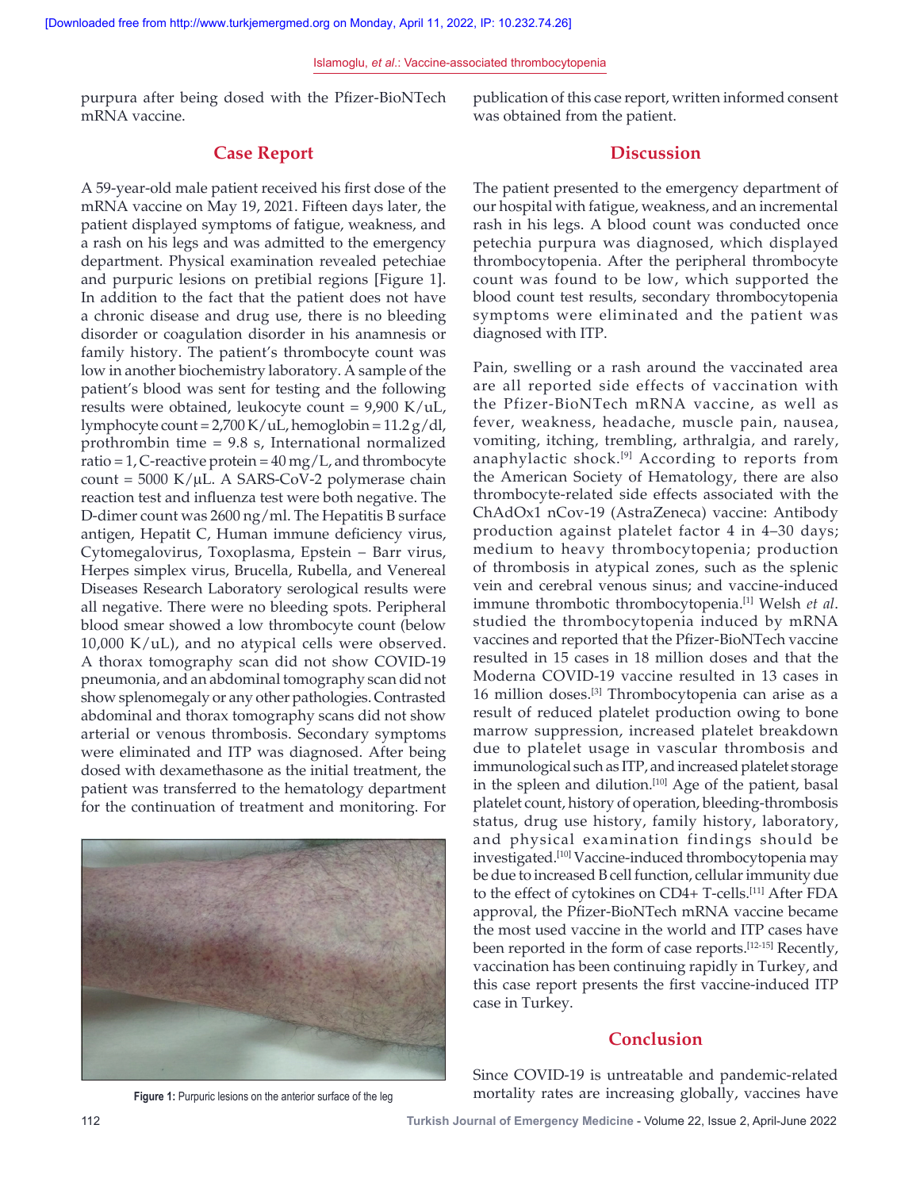purpura after being dosed with the Pfizer-BioNTech mRNA vaccine.

## Case Report

A 59-year-old male patient received his first dose of the mRNA vaccine on May 19, 2021. Fifteen days later, the patient displayed symptoms of fatigue, weakness, and a rash on his legs and was admitted to the emergency department. Physical examination revealed petechiae and purpuric lesions on pretibial regions [Figure 1]. In addition to the fact that the patient does not have a chronic disease and drug use, there is no bleeding disorder or coagulation disorder in his anamnesis or family history. The patient's thrombocyte count was low in another biochemistry laboratory. A sample of the patient's blood was sent for testing and the following results were obtained, leukocyte count = 9,900 K/uL, lymphocyte count = 2,700 K/uL, hemoglobin = 11.2 g/dl, prothrombin time = 9.8 s, International normalized ratio = 1, C-reactive protein = 40 mg/L, and thrombocyte count = 5000 K/μL. A SARS-CoV-2 polymerase chain reaction test and influenza test were both negative. The D-dimer count was 2600 ng/ml. The Hepatitis B surface antigen, Hepatit C, Human immune deficiency virus, Cytomegalovirus, Toxoplasma, Epstein – Barr virus, Herpes simplex virus, Brucella, Rubella, and Venereal Diseases Research Laboratory serological results were all negative. There were no bleeding spots. Peripheral blood smear showed a low thrombocyte count (below 10,000 K/uL), and no atypical cells were observed. A thorax tomography scan did not show COVID-19 pneumonia, and an abdominal tomography scan did not show splenomegaly or any other pathologies. Contrasted abdominal and thorax tomography scans did not show arterial or venous thrombosis. Secondary symptoms were eliminated and ITP was diagnosed. After being dosed with dexamethasone as the initial treatment, the patient was transferred to the hematology department for the continuation of treatment and monitoring. For publication of this case report, written informed consent was obtained from the patient.

Figure 1: Purpuric lesions on the anterior surface of the leg

## Discussion

The patient presented to the emergency department of our hospital with fatigue, weakness, and an incremental rash in his legs. A blood count was conducted once petechia purpura was diagnosed, which displayed thrombocytopenia. After the peripheral thrombocyte count was found to be low, which supported the blood count test results, secondary thrombocytopenia symptoms were eliminated and the patient was diagnosed with ITP.

Pain, swelling or a rash around the vaccinated area are all reported side effects of vaccination with the Pfizer-BioNTech mRNA vaccine, as well as fever, weakness, headache, muscle pain, nausea, vomiting, itching, trembling, arthralgia, and rarely, anaphylactic shock.[9] According to reports from the American Society of Hematology, there are also thrombocyte-related side effects associated with the ChAdOx1 nCov-19 (AstraZeneca) vaccine: Antibody production against platelet factor 4 in 4–30 days; medium to heavy thrombocytopenia; production of thrombosis in atypical zones, such as the splenic vein and cerebral venous sinus; and vaccine-induced immune thrombotic thrombocytopenia.[1] Welsh *et al*. studied the thrombocytopenia induced by mRNA vaccines and reported that the Pfizer-BioNTech vaccine resulted in 15 cases in 18 million doses and that the Moderna COVID-19 vaccine resulted in 13 cases in 16 million doses.[3] Thrombocytopenia can arise as a result of reduced platelet production owing to bone marrow suppression, increased platelet breakdown due to platelet usage in vascular thrombosis and immunological such as ITP, and increased platelet storage in the spleen and dilution.[10] Age of the patient, basal platelet count, history of operation, bleeding-thrombosis status, drug use history, family history, laboratory, and physical examination findings should be investigated.[10] Vaccine-induced thrombocytopenia may be due to increased B cell function, cellular immunity due to the effect of cytokines on CD4+ T-cells.[11] After FDA approval, the Pfizer-BioNTech mRNA vaccine became the most used vaccine in the world and ITP cases have been reported in the form of case reports.[12-15] Recently, vaccination has been continuing rapidly in Turkey, and this case report presents the first vaccine-induced ITP case in Turkey.

## Conclusion

Since COVID-19 is untreatable and pandemic-related mortality rates are increasing globally, vaccines have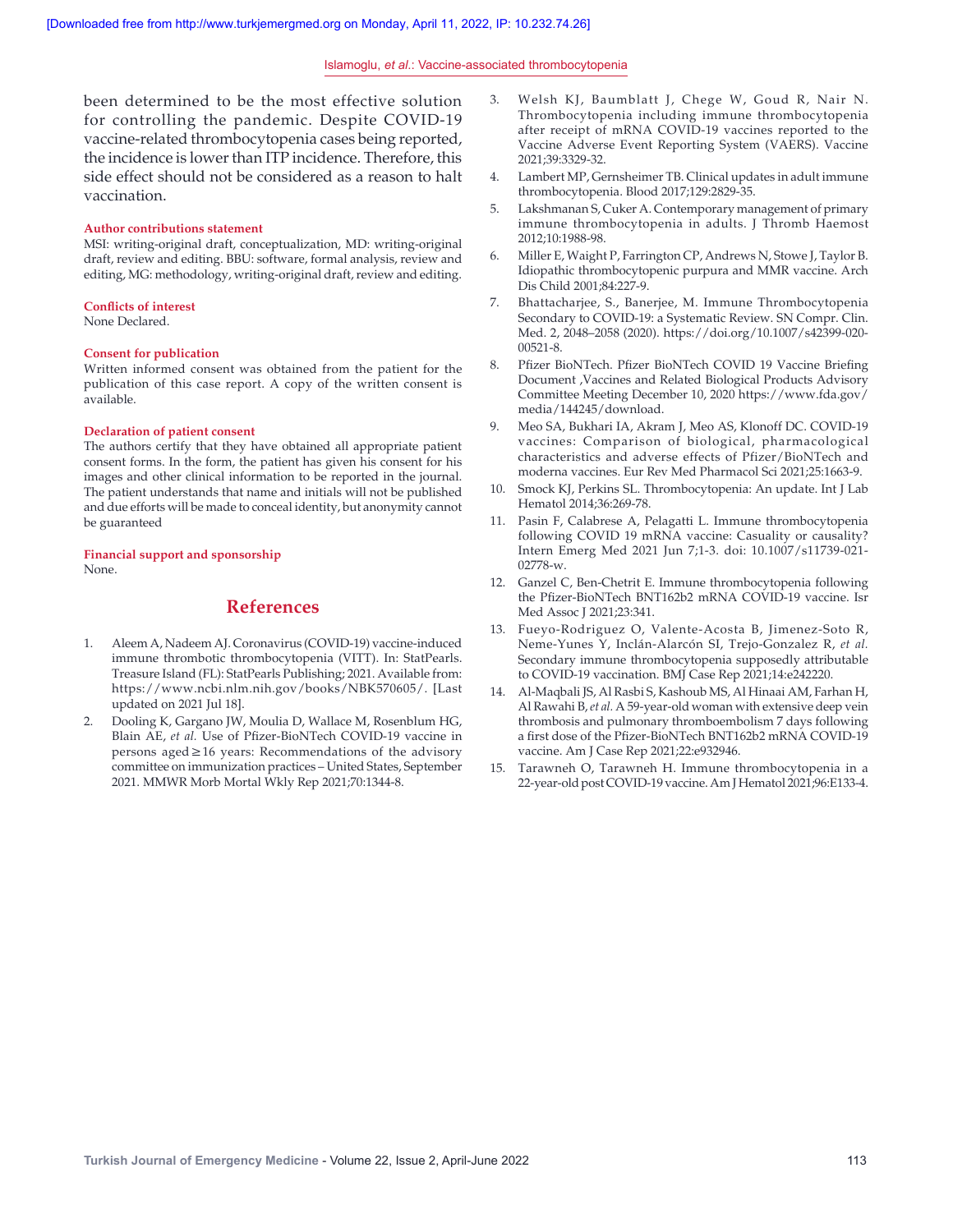been determined to be the most effective solution for controlling the pandemic. Despite COVID-19 vaccine-related thrombocytopenia cases being reported, the incidence is lower than ITP incidence. Therefore, this side effect should not be considered as a reason to halt vaccination.

#### Author contributions statement

MSI: writing-original draft, conceptualization, MD: writing-original draft, review and editing. BBU: software, formal analysis, review and editing, MG: methodology, writing-original draft, review and editing.

#### Conflicts of interest

None Declared.

#### Consent for publication

Written informed consent was obtained from the patient for the publication of this case report. A copy of the written consent is available.

#### Declaration of patient consent

The authors certify that they have obtained all appropriate patient consent forms. In the form, the patient has given his consent for his images and other clinical information to be reported in the journal. The patient understands that name and initials will not be published and due efforts will be made to conceal identity, but anonymity cannot be guaranteed

#### Financial support and sponsorship

None.

## References

1. Aleem A, Nadeem AJ. Coronavirus (COVID-19) vaccine-induced immune thrombotic thrombocytopenia (VITT). In: StatPearls. Treasure Island (FL): StatPearls Publishing; 2021. Available from: https://www.ncbi.nlm.nih.gov/books/NBK570605/. [Last updated on 2021 Jul 18].
2. Dooling K, Gargano JW, Moulia D, Wallace M, Rosenblum HG, Blain AE, *et al.* Use of Pfizer-BioNTech COVID-19 vaccine in persons aged ≥16 years: Recommendations of the advisory committee on immunization practices – United States, September 2021. MMWR Morb Mortal Wkly Rep 2021;70:1344-8.
3. Welsh KJ, Baumblatt J, Chege W, Goud R, Nair N. Thrombocytopenia including immune thrombocytopenia after receipt of mRNA COVID-19 vaccines reported to the Vaccine Adverse Event Reporting System (VAERS). Vaccine 2021;39:3329-32.
4. Lambert MP, Gernsheimer TB. Clinical updates in adult immune thrombocytopenia. Blood 2017;129:2829-35.
5. Lakshmanan S, Cuker A. Contemporary management of primary immune thrombocytopenia in adults. J Thromb Haemost 2012;10:1988-98.
6. Miller E, Waight P, Farrington CP, Andrews N, Stowe J, Taylor B. Idiopathic thrombocytopenic purpura and MMR vaccine. Arch Dis Child 2001;84:227-9.
7. Bhattacharjee, S., Banerjee, M. Immune Thrombocytopenia Secondary to COVID-19: a Systematic Review. SN Compr. Clin. Med. 2, 2048–2058 (2020). https://doi.org/10.1007/s42399-020-00521-8.
8. Pfizer BioNTech. Pfizer BioNTech COVID 19 Vaccine Briefing Document ,Vaccines and Related Biological Products Advisory Committee Meeting December 10, 2020 https://www.fda.gov/media/144245/download.
9. Meo SA, Bukhari IA, Akram J, Meo AS, Klonoff DC. COVID-19 vaccines: Comparison of biological, pharmacological characteristics and adverse effects of Pfizer/BioNTech and moderna vaccines. Eur Rev Med Pharmacol Sci 2021;25:1663-9.
10. Smock KJ, Perkins SL. Thrombocytopenia: An update. Int J Lab Hematol 2014;36:269-78.
11. Pasin F, Calabrese A, Pelagatti L. Immune thrombocytopenia following COVID 19 mRNA vaccine: Casuality or causality? Intern Emerg Med 2021 Jun 7;1-3. doi: 10.1007/s11739-021-02778-w.
12. Ganzel C, Ben-Chetrit E. Immune thrombocytopenia following the Pfizer-BioNTech BNT162b2 mRNA COVID-19 vaccine. Isr Med Assoc J 2021;23:341.
13. Fueyo-Rodriguez O, Valente-Acosta B, Jimenez-Soto R, Neme-Yunes Y, Inclán-Alarcón SI, Trejo-Gonzalez R, *et al.* Secondary immune thrombocytopenia supposedly attributable to COVID-19 vaccination. BMJ Case Rep 2021;14:e242220.
14. Al-Maqbali JS, Al Rasbi S, Kashoub MS, Al Hinaai AM, Farhan H, Al Rawahi B, *et al.* A 59-year-old woman with extensive deep vein thrombosis and pulmonary thromboembolism 7 days following a first dose of the Pfizer-BioNTech BNT162b2 mRNA COVID-19 vaccine. Am J Case Rep 2021;22:e932946.
15. Tarawneh O, Tarawneh H. Immune thrombocytopenia in a 22-year-old post COVID-19 vaccine. Am J Hematol 2021;96:E133-4.